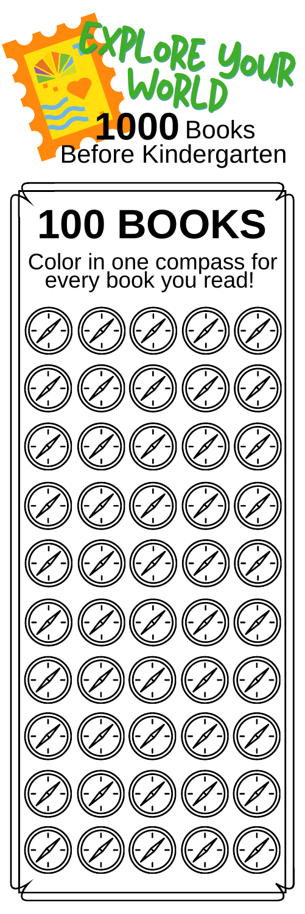# Explore Your World

**1000** Books Before Kindergarten

## 100 BOOKS

Color in one compass for every book you read!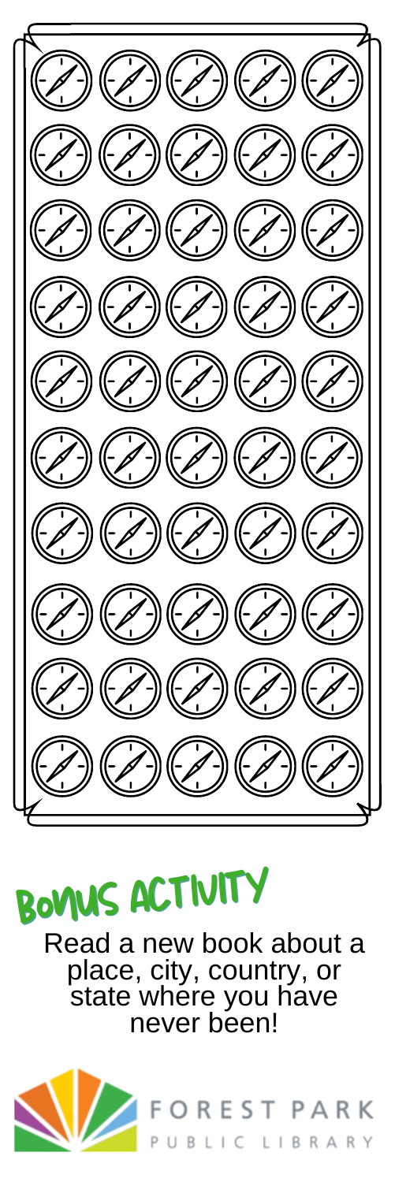## BONUS ACTIVITY

Read a new book about a place, city, country, or state where you have never been!

FOREST PARK
PUBLIC LIBRARY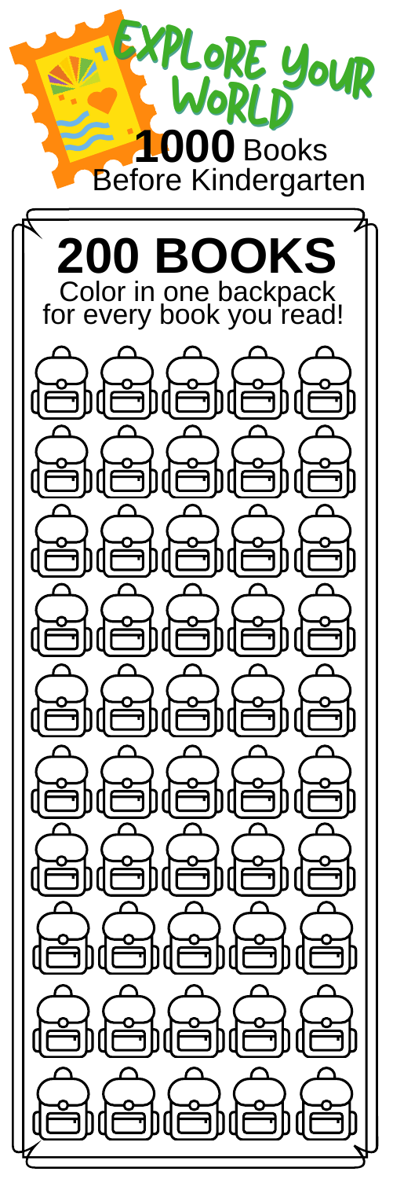# EXPLORE YOUR WORLD

**1000** Books Before Kindergarten

## 200 BOOKS

Color in one backpack for every book you read!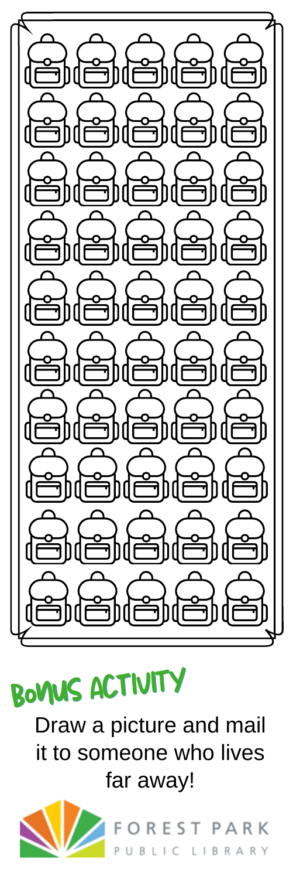## BONUS ACTIVITY

Draw a picture and mail it to someone who lives far away!

FOREST PARK PUBLIC LIBRARY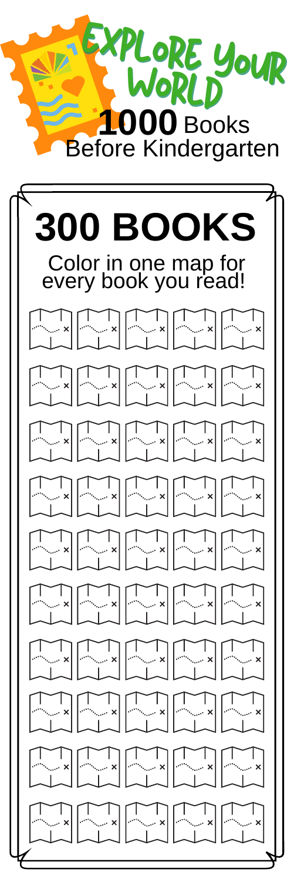# EXPLORE YOUR WORLD

**1000** Books Before Kindergarten

# 300 BOOKS

Color in one map for every book you read!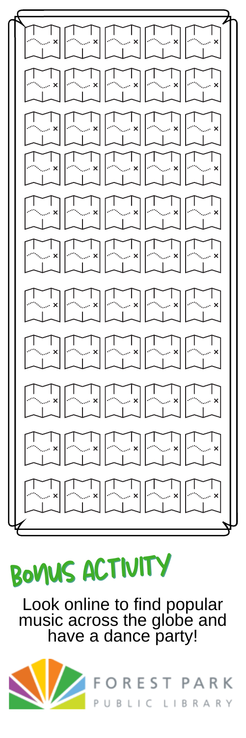## BONUS ACTIVITY

Look online to find popular music across the globe and have a dance party!

FOREST PARK
PUBLIC LIBRARY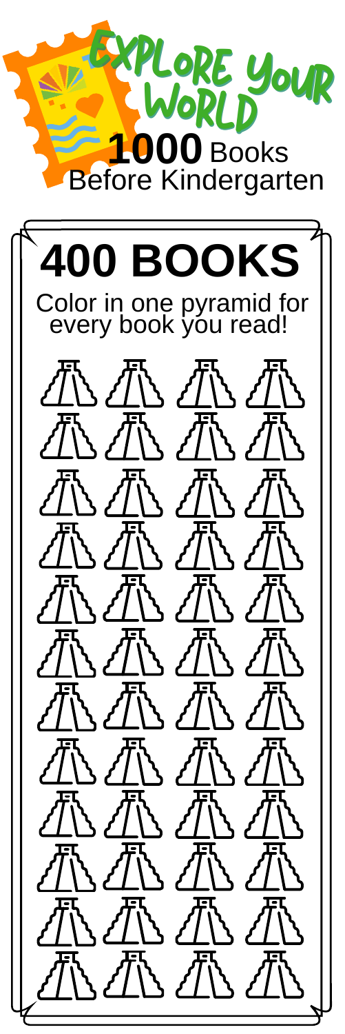# EXPLORE YOUR WORLD

**1000** Books Before Kindergarten

## 400 BOOKS

Color in one pyramid for every book you read!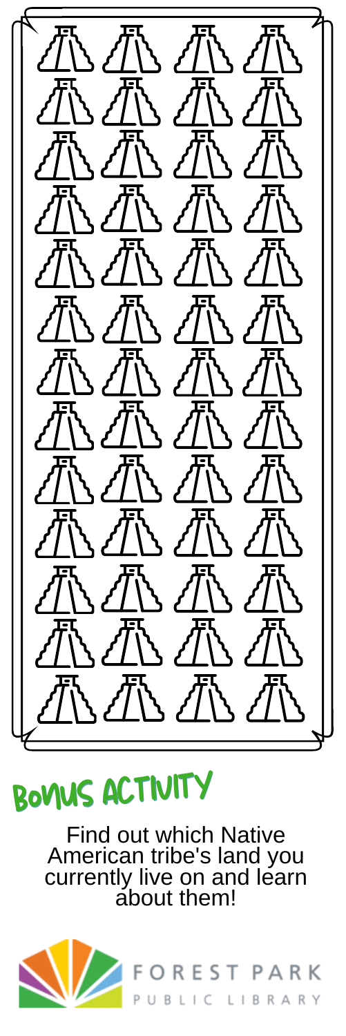## BONUS ACTIVITY

Find out which Native American tribe's land you currently live on and learn about them!

FOREST PARK PUBLIC LIBRARY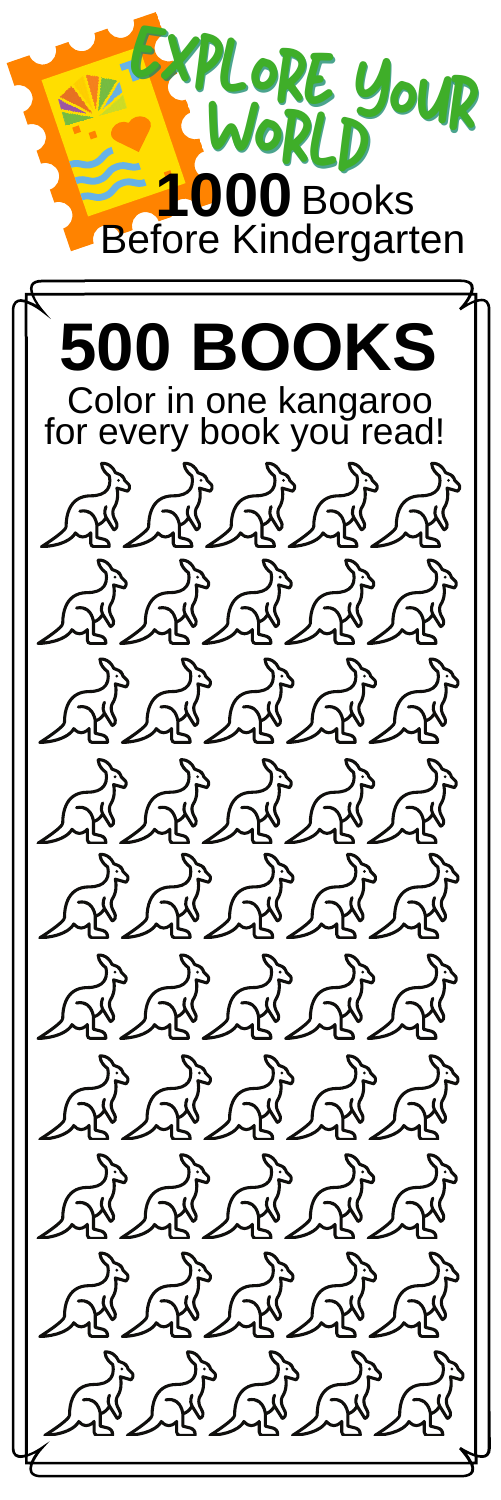# EXPLORE YOUR WORLD

**1000** Books Before Kindergarten

## 500 BOOKS

Color in one kangaroo for every book you read!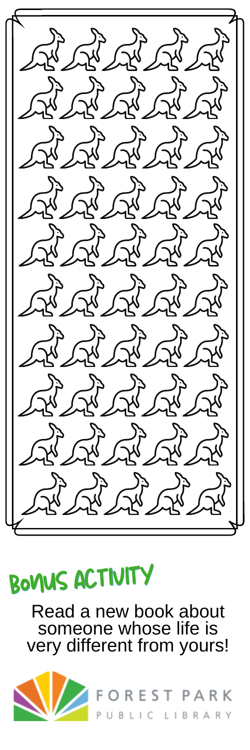## BONUS ACTIVITY

Read a new book about someone whose life is very different from yours!

FOREST PARK
PUBLIC LIBRARY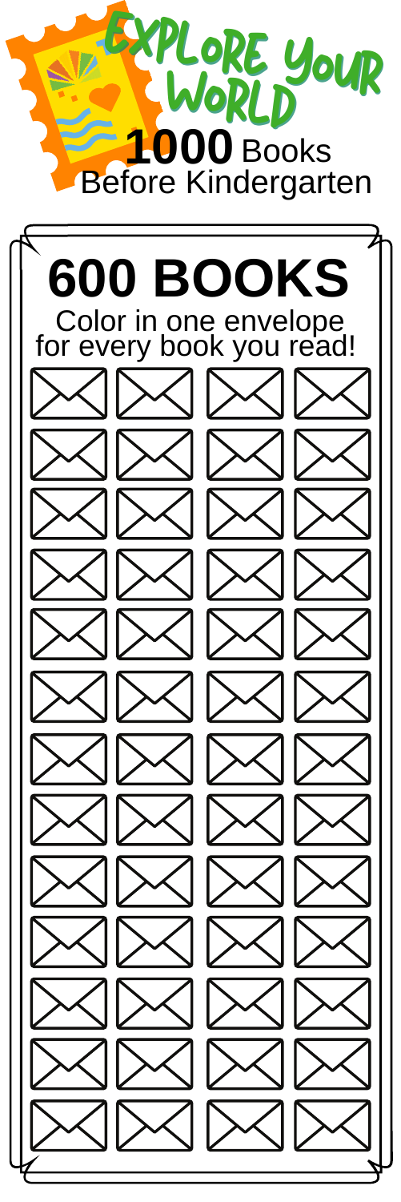# EXPLORE YOUR WORLD

**1000** Books Before Kindergarten

## 600 BOOKS

Color in one envelope for every book you read!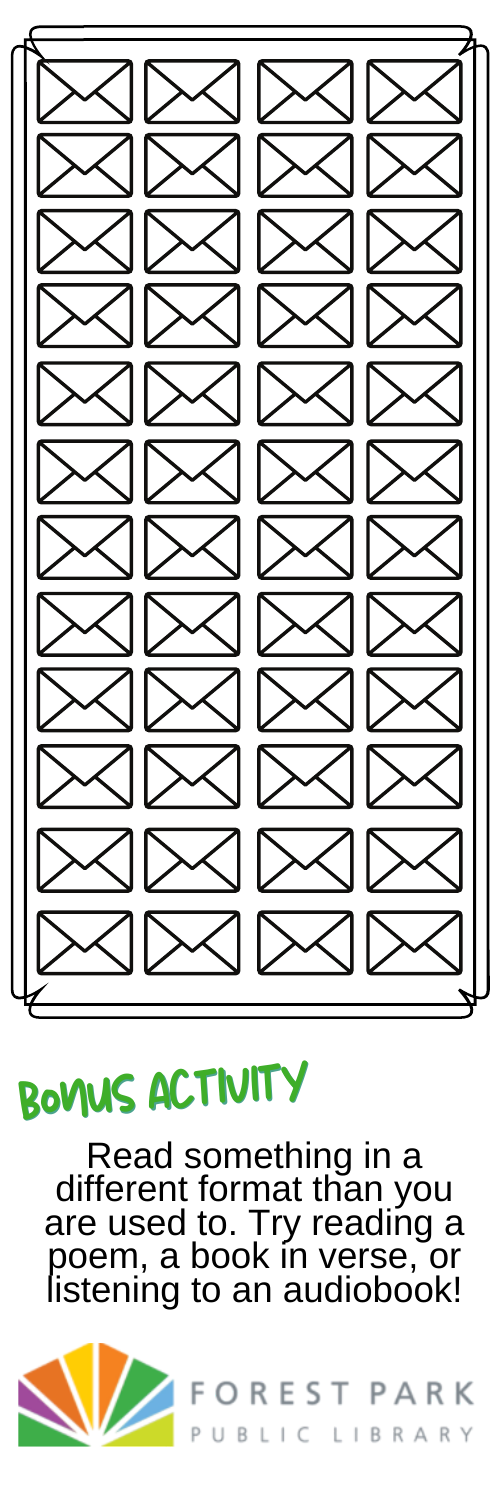## BONUS ACTIVITY

Read something in a different format than you are used to. Try reading a poem, a book in verse, or listening to an audiobook!

FOREST PARK PUBLIC LIBRARY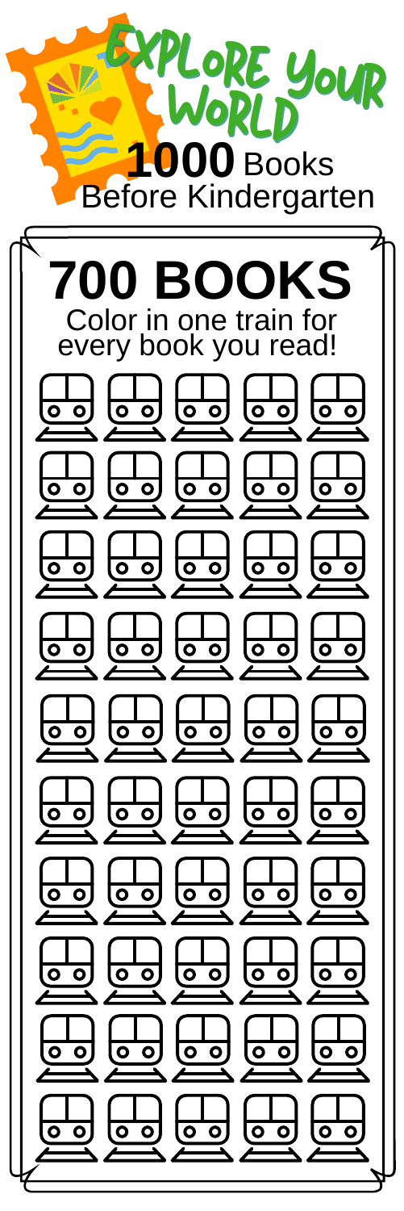# EXPLORE YOUR WORLD

**1000** Books Before Kindergarten

## 700 BOOKS

Color in one train for every book you read!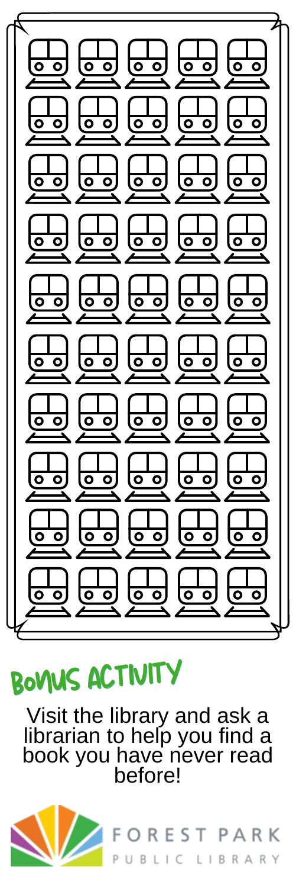## BONUS ACTIVITY

Visit the library and ask a librarian to help you find a book you have never read before!

FOREST PARK PUBLIC LIBRARY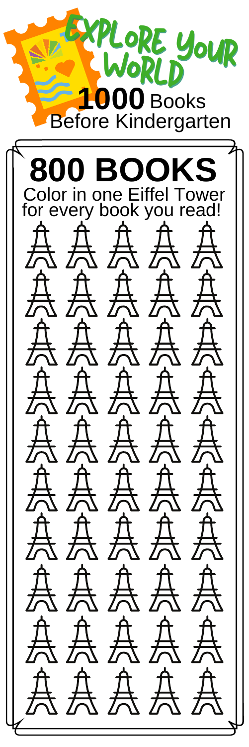# EXPLORE YOUR WORLD

**1000** Books Before Kindergarten

## 800 BOOKS

Color in one Eiffel Tower for every book you read!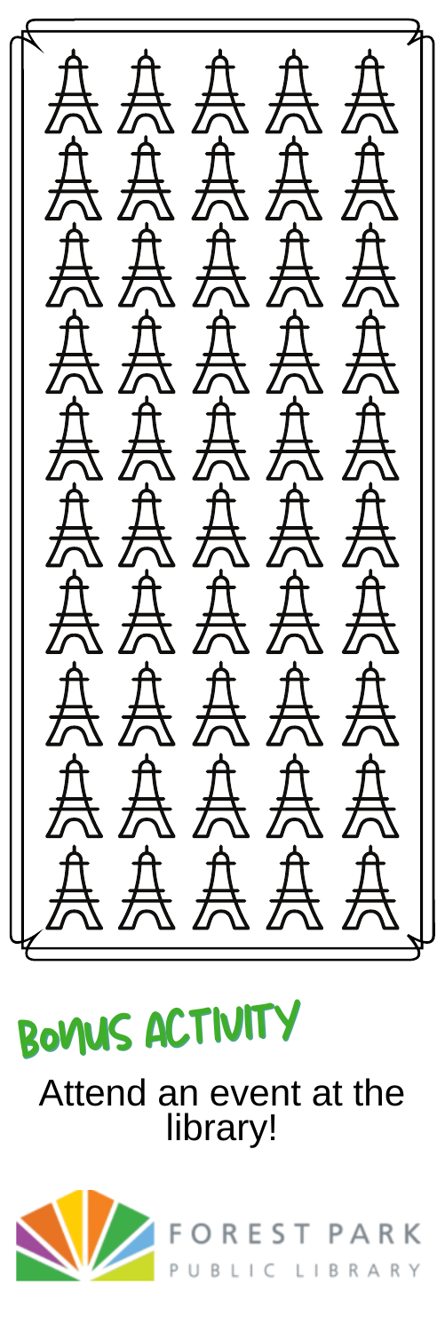## BONUS ACTIVITY

Attend an event at the library!

FOREST PARK PUBLIC LIBRARY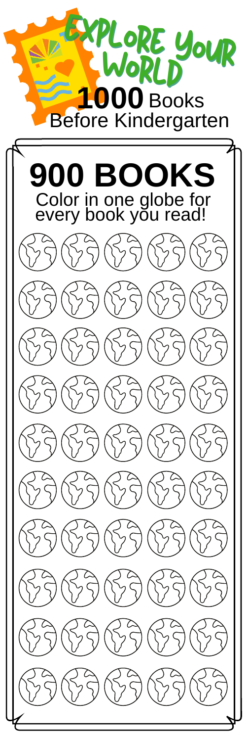# EXPLORE YOUR WORLD

**1000** Books Before Kindergarten

## 900 BOOKS

Color in one globe for every book you read!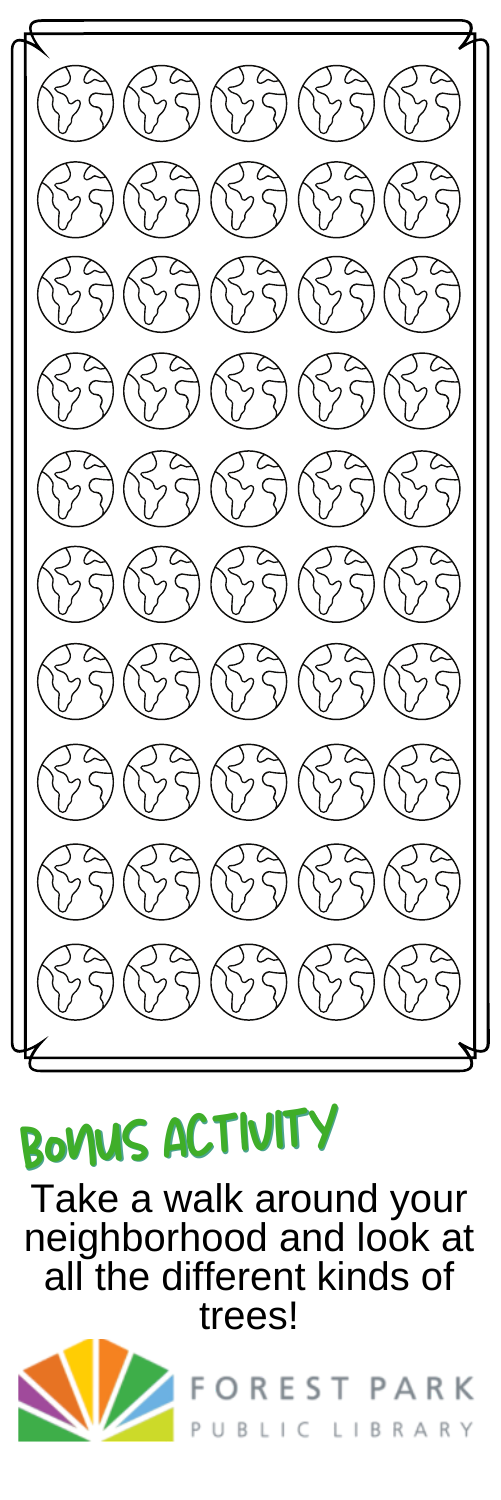## BONUS ACTIVITY

Take a walk around your neighborhood and look at all the different kinds of trees!

FOREST PARK PUBLIC LIBRARY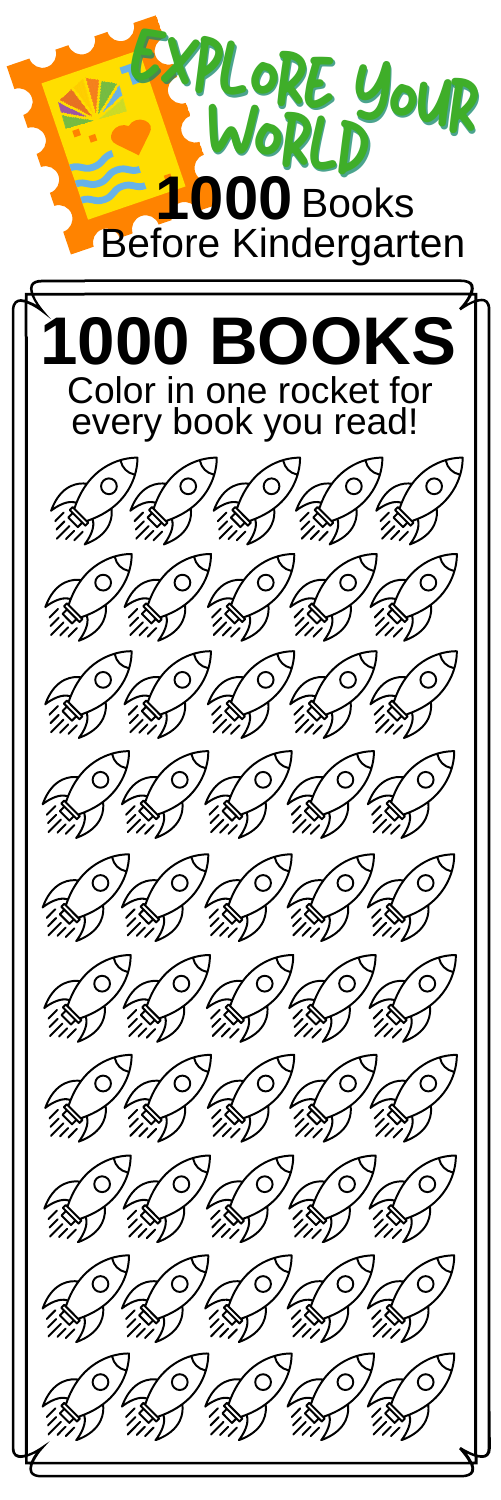# EXPLORE YOUR WORLD

**1000** Books Before Kindergarten

# 1000 BOOKS

Color in one rocket for every book you read!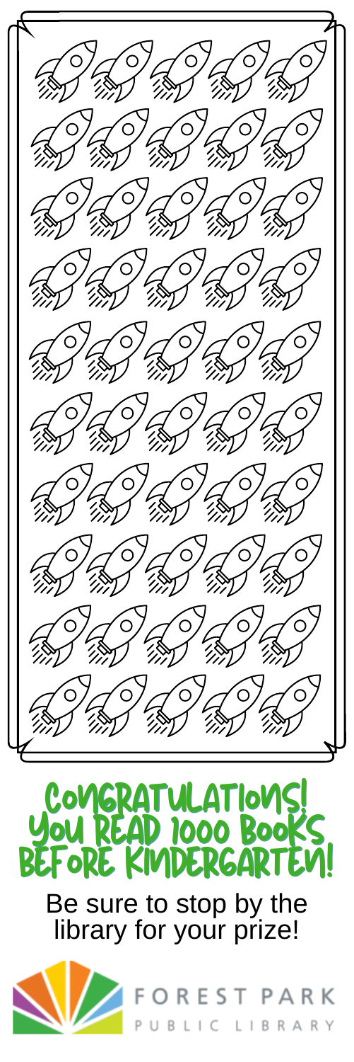# Congratulations! You read 1000 books before Kindergarten!

Be sure to stop by the library for your prize!

FOREST PARK
PUBLIC LIBRARY